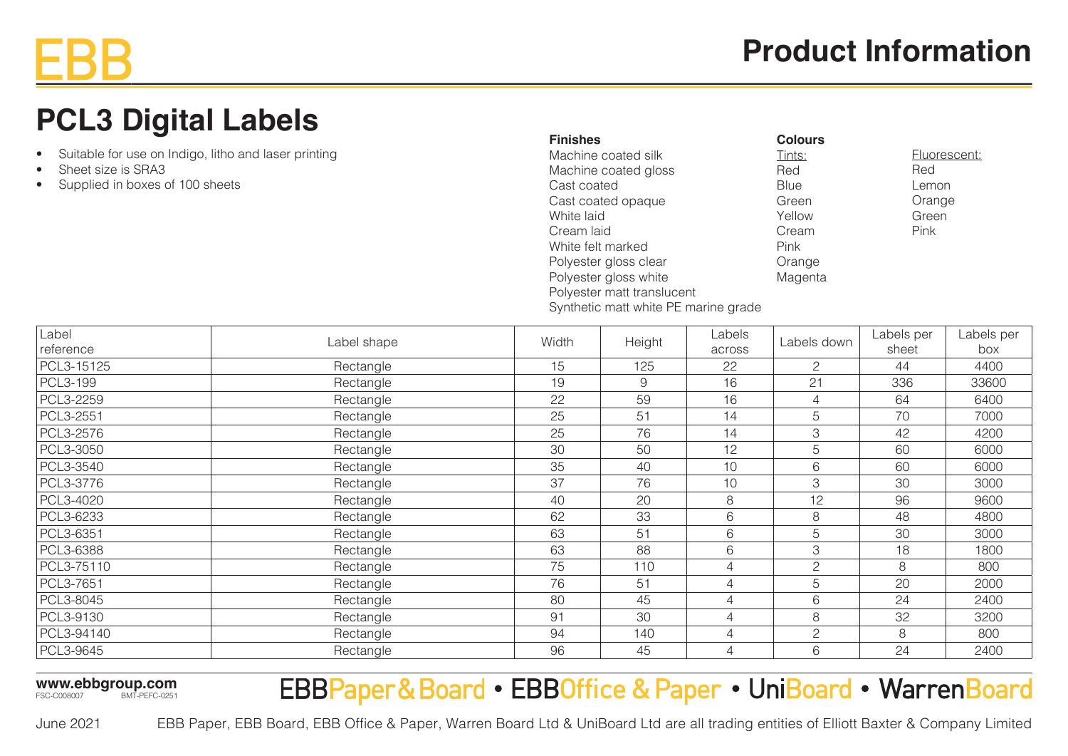EBB

# Product Information

## PCL3 Digital Labels

- Suitable for use on Indigo, litho and laser printing
- Sheet size is SRA3
- Supplied in boxes of 100 sheets

**Finishes**

Machine coated silk
Machine coated gloss
Cast coated
Cast coated opaque
White laid
Cream laid
White felt marked
Polyester gloss clear
Polyester gloss white
Polyester matt translucent
Synthetic matt white PE marine grade

**Colours**

Tints:
Red
Blue
Green
Yellow
Cream
Pink
Orange
Magenta

Fluorescent:
Red
Lemon
Orange
Green
Pink

| Label reference | Label shape | Width | Height | Labels across | Labels down | Labels per sheet | Labels per box |
|---|---|---|---|---|---|---|---|
| PCL3-15125 | Rectangle | 15 | 125 | 22 | 2 | 44 | 4400 |
| PCL3-199 | Rectangle | 19 | 9 | 16 | 21 | 336 | 33600 |
| PCL3-2259 | Rectangle | 22 | 59 | 16 | 4 | 64 | 6400 |
| PCL3-2551 | Rectangle | 25 | 51 | 14 | 5 | 70 | 7000 |
| PCL3-2576 | Rectangle | 25 | 76 | 14 | 3 | 42 | 4200 |
| PCL3-3050 | Rectangle | 30 | 50 | 12 | 5 | 60 | 6000 |
| PCL3-3540 | Rectangle | 35 | 40 | 10 | 6 | 60 | 6000 |
| PCL3-3776 | Rectangle | 37 | 76 | 10 | 3 | 30 | 3000 |
| PCL3-4020 | Rectangle | 40 | 20 | 8 | 12 | 96 | 9600 |
| PCL3-6233 | Rectangle | 62 | 33 | 6 | 8 | 48 | 4800 |
| PCL3-6351 | Rectangle | 63 | 51 | 6 | 5 | 30 | 3000 |
| PCL3-6388 | Rectangle | 63 | 88 | 6 | 3 | 18 | 1800 |
| PCL3-75110 | Rectangle | 75 | 110 | 4 | 2 | 8 | 800 |
| PCL3-7651 | Rectangle | 76 | 51 | 4 | 5 | 20 | 2000 |
| PCL3-8045 | Rectangle | 80 | 45 | 4 | 6 | 24 | 2400 |
| PCL3-9130 | Rectangle | 91 | 30 | 4 | 8 | 32 | 3200 |
| PCL3-94140 | Rectangle | 94 | 140 | 4 | 2 | 8 | 800 |
| PCL3-9645 | Rectangle | 96 | 45 | 4 | 6 | 24 | 2400 |

**www.ebbgroup.com**
FSC-C008007 BMT-PEFC-0251

EBBPaper & Board • EBBOffice & Paper • UniBoard • WarrenBoard

June 2021 EBB Paper, EBB Board, EBB Office & Paper, Warren Board Ltd & UniBoard Ltd are all trading entities of Elliott Baxter & Company Limited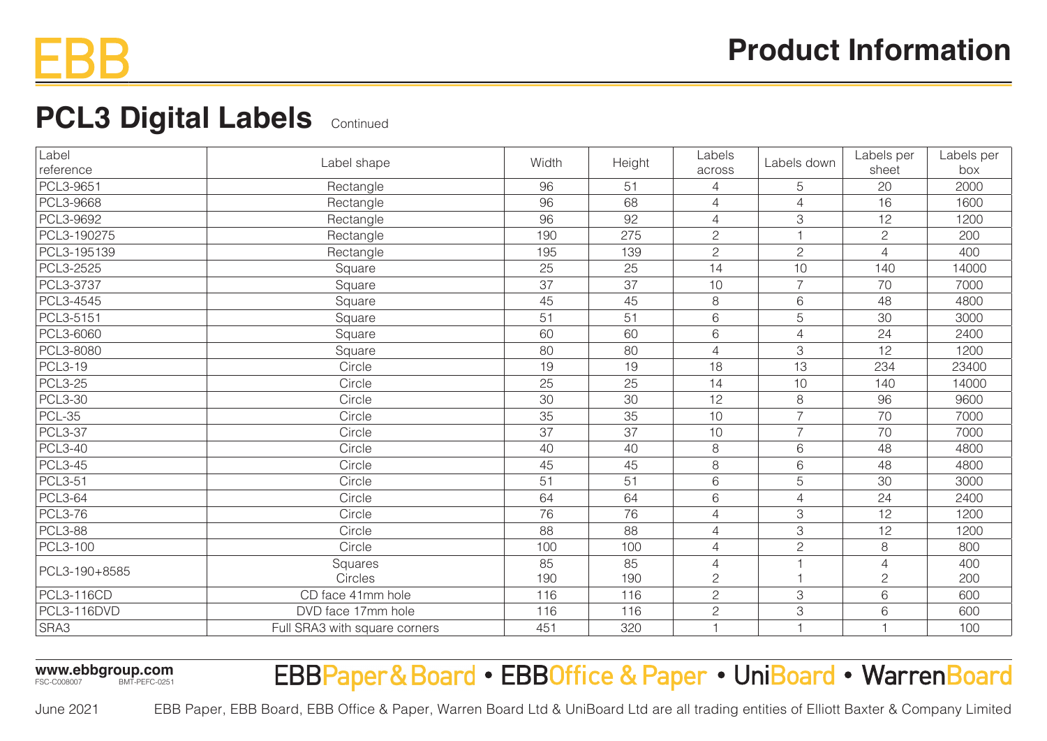# Product Information

## PCL3 Digital Labels Continued

| Label reference | Label shape | Width | Height | Labels across | Labels down | Labels per sheet | Labels per box |
|---|---|---|---|---|---|---|---|
| PCL3-9651 | Rectangle | 96 | 51 | 4 | 5 | 20 | 2000 |
| PCL3-9668 | Rectangle | 96 | 68 | 4 | 4 | 16 | 1600 |
| PCL3-9692 | Rectangle | 96 | 92 | 4 | 3 | 12 | 1200 |
| PCL3-190275 | Rectangle | 190 | 275 | 2 | 1 | 2 | 200 |
| PCL3-195139 | Rectangle | 195 | 139 | 2 | 2 | 4 | 400 |
| PCL3-2525 | Square | 25 | 25 | 14 | 10 | 140 | 14000 |
| PCL3-3737 | Square | 37 | 37 | 10 | 7 | 70 | 7000 |
| PCL3-4545 | Square | 45 | 45 | 8 | 6 | 48 | 4800 |
| PCL3-5151 | Square | 51 | 51 | 6 | 5 | 30 | 3000 |
| PCL3-6060 | Square | 60 | 60 | 6 | 4 | 24 | 2400 |
| PCL3-8080 | Square | 80 | 80 | 4 | 3 | 12 | 1200 |
| PCL3-19 | Circle | 19 | 19 | 18 | 13 | 234 | 23400 |
| PCL3-25 | Circle | 25 | 25 | 14 | 10 | 140 | 14000 |
| PCL3-30 | Circle | 30 | 30 | 12 | 8 | 96 | 9600 |
| PCL-35 | Circle | 35 | 35 | 10 | 7 | 70 | 7000 |
| PCL3-37 | Circle | 37 | 37 | 10 | 7 | 70 | 7000 |
| PCL3-40 | Circle | 40 | 40 | 8 | 6 | 48 | 4800 |
| PCL3-45 | Circle | 45 | 45 | 8 | 6 | 48 | 4800 |
| PCL3-51 | Circle | 51 | 51 | 6 | 5 | 30 | 3000 |
| PCL3-64 | Circle | 64 | 64 | 6 | 4 | 24 | 2400 |
| PCL3-76 | Circle | 76 | 76 | 4 | 3 | 12 | 1200 |
| PCL3-88 | Circle | 88 | 88 | 4 | 3 | 12 | 1200 |
| PCL3-100 | Circle | 100 | 100 | 4 | 2 | 8 | 800 |
| PCL3-190+8585 | Squares<br>Circles | 85<br>190 | 85<br>190 | 4<br>2 | 1<br>1 | 4<br>2 | 400<br>200 |
| PCL3-116CD | CD face 41mm hole | 116 | 116 | 2 | 3 | 6 | 600 |
| PCL3-116DVD | DVD face 17mm hole | 116 | 116 | 2 | 3 | 6 | 600 |
| SRA3 | Full SRA3 with square corners | 451 | 320 | 1 | 1 | 1 | 100 |

www.ebbgroup.com
FSC-C008007 BMT-PEFC-0251

EBBPaper & Board • EBBOffice & Paper • UniBoard • WarrenBoard

June 2021

EBB Paper, EBB Board, EBB Office & Paper, Warren Board Ltd & UniBoard Ltd are all trading entities of Elliott Baxter & Company Limited